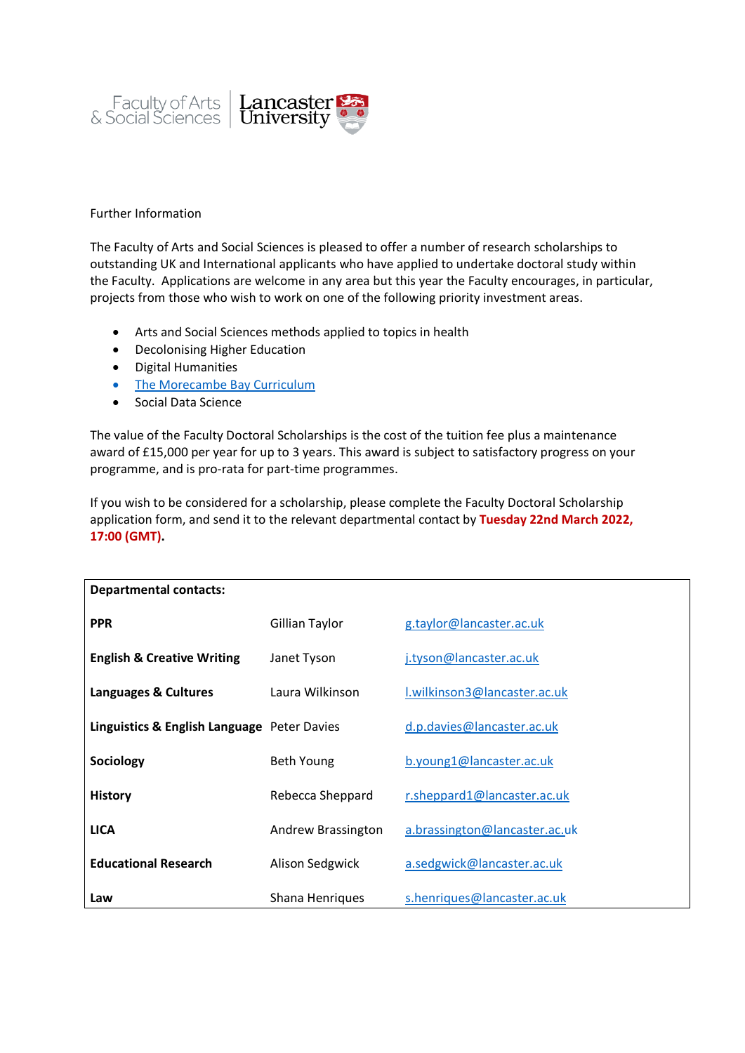Faculty of Arts & Social Sciences | Lancaster University

Further Information

The Faculty of Arts and Social Sciences is pleased to offer a number of research scholarships to outstanding UK and International applicants who have applied to undertake doctoral study within the Faculty. Applications are welcome in any area but this year the Faculty encourages, in particular, projects from those who wish to work on one of the following priority investment areas.

- Arts and Social Sciences methods applied to topics in health
- Decolonising Higher Education
- Digital Humanities
- The Morecambe Bay Curriculum
- Social Data Science

The value of the Faculty Doctoral Scholarships is the cost of the tuition fee plus a maintenance award of £15,000 per year for up to 3 years. This award is subject to satisfactory progress on your programme, and is pro-rata for part-time programmes.

If you wish to be considered for a scholarship, please complete the Faculty Doctoral Scholarship application form, and send it to the relevant departmental contact by **Tuesday 22nd March 2022, 17:00 (GMT).**

| **Departmental contacts:** | | |
|---|---|---|
| **PPR** | Gillian Taylor | g.taylor@lancaster.ac.uk |
| **English & Creative Writing** | Janet Tyson | j.tyson@lancaster.ac.uk |
| **Languages & Cultures** | Laura Wilkinson | l.wilkinson3@lancaster.ac.uk |
| **Linguistics & English Language** | Peter Davies | d.p.davies@lancaster.ac.uk |
| **Sociology** | Beth Young | b.young1@lancaster.ac.uk |
| **History** | Rebecca Sheppard | r.sheppard1@lancaster.ac.uk |
| **LICA** | Andrew Brassington | a.brassington@lancaster.ac.uk |
| **Educational Research** | Alison Sedgwick | a.sedgwick@lancaster.ac.uk |
| **Law** | Shana Henriques | s.henriques@lancaster.ac.uk |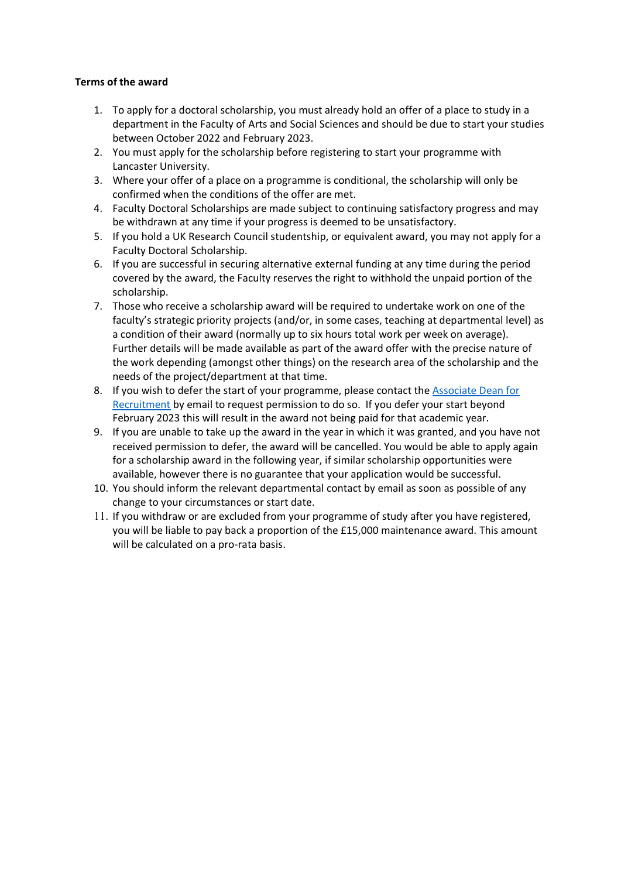**Terms of the award**

1. To apply for a doctoral scholarship, you must already hold an offer of a place to study in a department in the Faculty of Arts and Social Sciences and should be due to start your studies between October 2022 and February 2023.
2. You must apply for the scholarship before registering to start your programme with Lancaster University.
3. Where your offer of a place on a programme is conditional, the scholarship will only be confirmed when the conditions of the offer are met.
4. Faculty Doctoral Scholarships are made subject to continuing satisfactory progress and may be withdrawn at any time if your progress is deemed to be unsatisfactory.
5. If you hold a UK Research Council studentship, or equivalent award, you may not apply for a Faculty Doctoral Scholarship.
6. If you are successful in securing alternative external funding at any time during the period covered by the award, the Faculty reserves the right to withhold the unpaid portion of the scholarship.
7. Those who receive a scholarship award will be required to undertake work on one of the faculty's strategic priority projects (and/or, in some cases, teaching at departmental level) as a condition of their award (normally up to six hours total work per week on average). Further details will be made available as part of the award offer with the precise nature of the work depending (amongst other things) on the research area of the scholarship and the needs of the project/department at that time.
8. If you wish to defer the start of your programme, please contact the Associate Dean for Recruitment by email to request permission to do so. If you defer your start beyond February 2023 this will result in the award not being paid for that academic year.
9. If you are unable to take up the award in the year in which it was granted, and you have not received permission to defer, the award will be cancelled. You would be able to apply again for a scholarship award in the following year, if similar scholarship opportunities were available, however there is no guarantee that your application would be successful.
10. You should inform the relevant departmental contact by email as soon as possible of any change to your circumstances or start date.
11. If you withdraw or are excluded from your programme of study after you have registered, you will be liable to pay back a proportion of the £15,000 maintenance award. This amount will be calculated on a pro-rata basis.